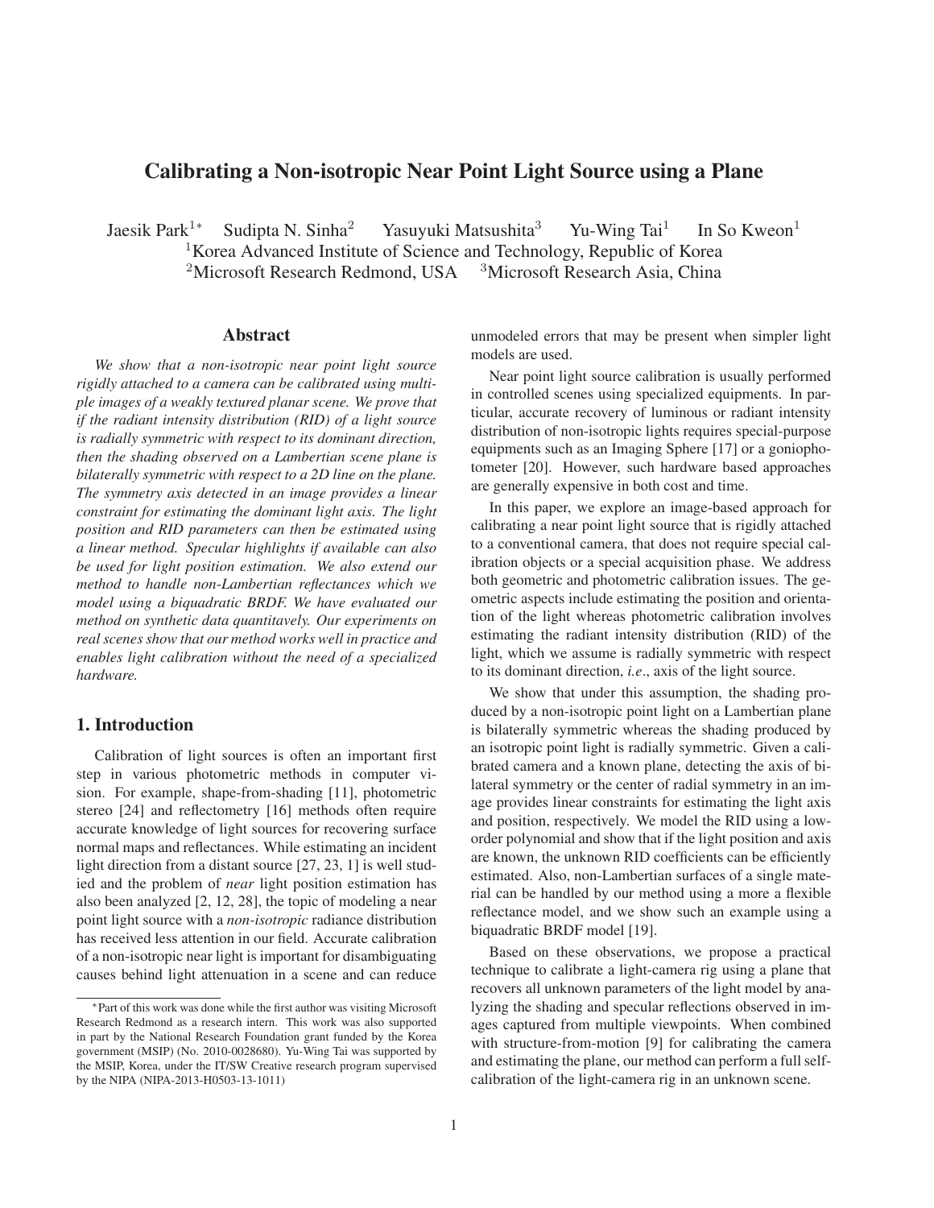# Calibrating a Non-isotropic Near Point Light Source using a Plane

Jaesik Park[1]* Sudipta N. Sinha[2] Yasuyuki Matsushita[3] Yu-Wing Tai[1] In So Kweon[1]

[1]Korea Advanced Institute of Science and Technology, Republic of Korea
[2]Microsoft Research Redmond, USA [3]Microsoft Research Asia, China

## Abstract

*We show that a non-isotropic near point light source rigidly attached to a camera can be calibrated using multiple images of a weakly textured planar scene. We prove that if the radiant intensity distribution (RID) of a light source is radially symmetric with respect to its dominant direction, then the shading observed on a Lambertian scene plane is bilaterally symmetric with respect to a 2D line on the plane. The symmetry axis detected in an image provides a linear constraint for estimating the dominant light axis. The light position and RID parameters can then be estimated using a linear method. Specular highlights if available can also be used for light position estimation. We also extend our method to handle non-Lambertian reflectances which we model using a biquadratic BRDF. We have evaluated our method on synthetic data quantitavely. Our experiments on real scenes show that our method works well in practice and enables light calibration without the need of a specialized hardware.*

## 1. Introduction

Calibration of light sources is often an important first step in various photometric methods in computer vision. For example, shape-from-shading [11], photometric stereo [24] and reflectometry [16] methods often require accurate knowledge of light sources for recovering surface normal maps and reflectances. While estimating an incident light direction from a distant source [27, 23, 1] is well studied and the problem of *near* light position estimation has also been analyzed [2, 12, 28], the topic of modeling a near point light source with a *non-isotropic* radiance distribution has received less attention in our field. Accurate calibration of a non-isotropic near light is important for disambiguating causes behind light attenuation in a scene and can reduce unmodeled errors that may be present when simpler light models are used.

Near point light source calibration is usually performed in controlled scenes using specialized equipments. In particular, accurate recovery of luminous or radiant intensity distribution of non-isotropic lights requires special-purpose equipments such as an Imaging Sphere [17] or a goniophotometer [20]. However, such hardware based approaches are generally expensive in both cost and time.

In this paper, we explore an image-based approach for calibrating a near point light source that is rigidly attached to a conventional camera, that does not require special calibration objects or a special acquisition phase. We address both geometric and photometric calibration issues. The geometric aspects include estimating the position and orientation of the light whereas photometric calibration involves estimating the radiant intensity distribution (RID) of the light, which we assume is radially symmetric with respect to its dominant direction, *i.e*., axis of the light source.

We show that under this assumption, the shading produced by a non-isotropic point light on a Lambertian plane is bilaterally symmetric whereas the shading produced by an isotropic point light is radially symmetric. Given a calibrated camera and a known plane, detecting the axis of bilateral symmetry or the center of radial symmetry in an image provides linear constraints for estimating the light axis and position, respectively. We model the RID using a low-order polynomial and show that if the light position and axis are known, the unknown RID coefficients can be efficiently estimated. Also, non-Lambertian surfaces of a single material can be handled by our method using a more a flexible reflectance model, and we show such an example using a biquadratic BRDF model [19].

Based on these observations, we propose a practical technique to calibrate a light-camera rig using a plane that recovers all unknown parameters of the light model by analyzing the shading and specular reflections observed in images captured from multiple viewpoints. When combined with structure-from-motion [9] for calibrating the camera and estimating the plane, our method can perform a full self-calibration of the light-camera rig in an unknown scene.

*Part of this work was done while the first author was visiting Microsoft Research Redmond as a research intern. This work was also supported in part by the National Research Foundation grant funded by the Korea government (MSIP) (No. 2010-0028680). Yu-Wing Tai was supported by the MSIP, Korea, under the IT/SW Creative research program supervised by the NIPA (NIPA-2013-H0503-13-1011)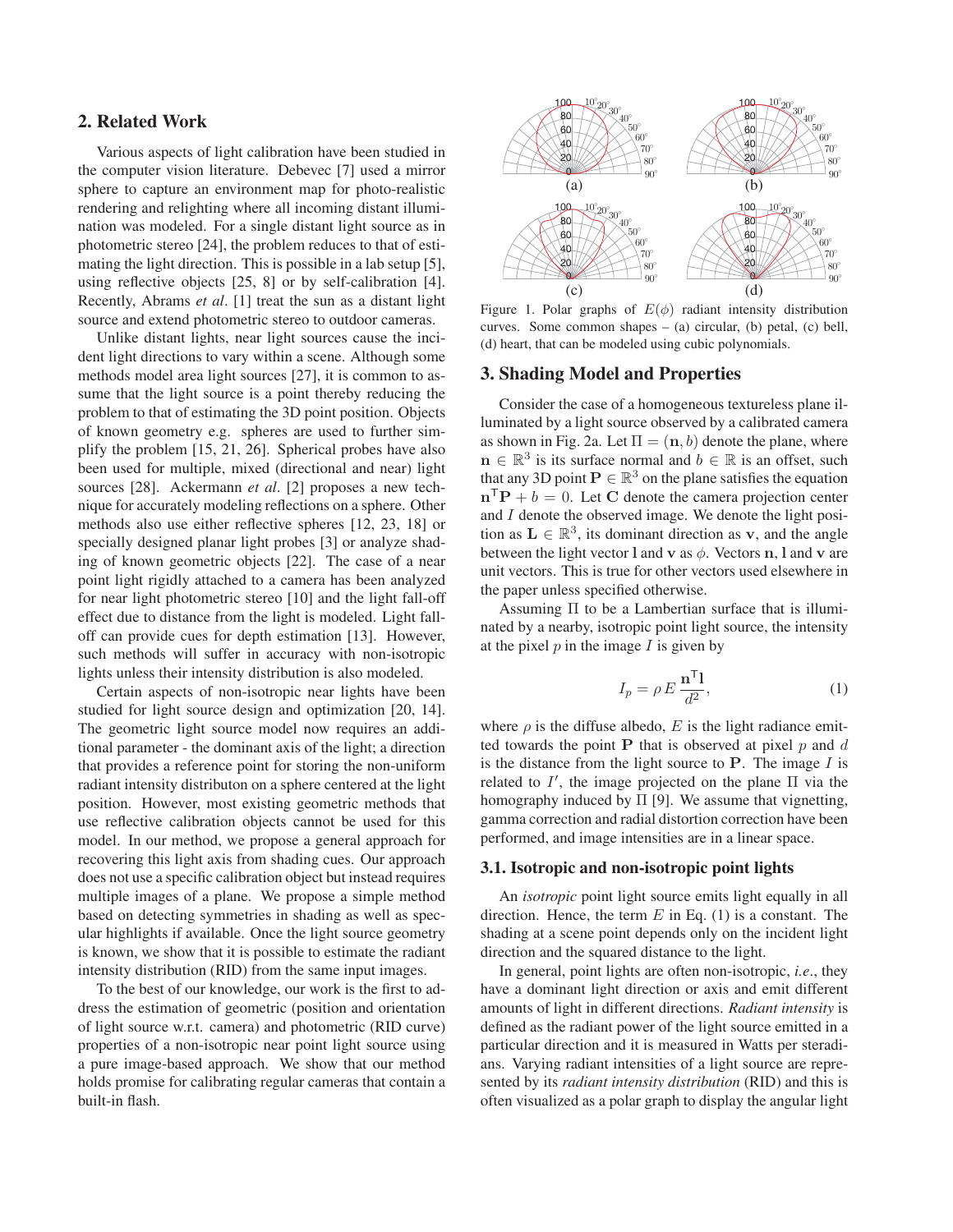## 2. Related Work

Various aspects of light calibration have been studied in the computer vision literature. Debevec [7] used a mirror sphere to capture an environment map for photo-realistic rendering and relighting where all incoming distant illumination was modeled. For a single distant light source as in photometric stereo [24], the problem reduces to that of estimating the light direction. This is possible in a lab setup [5], using reflective objects [25, 8] or by self-calibration [4]. Recently, Abrams *et al*. [1] treat the sun as a distant light source and extend photometric stereo to outdoor cameras.

Unlike distant lights, near light sources cause the incident light directions to vary within a scene. Although some methods model area light sources [27], it is common to assume that the light source is a point thereby reducing the problem to that of estimating the 3D point position. Objects of known geometry e.g. spheres are used to further simplify the problem [15, 21, 26]. Spherical probes have also been used for multiple, mixed (directional and near) light sources [28]. Ackermann *et al*. [2] proposes a new technique for accurately modeling reflections on a sphere. Other methods also use either reflective spheres [12, 23, 18] or specially designed planar light probes [3] or analyze shading of known geometric objects [22]. The case of a near point light rigidly attached to a camera has been analyzed for near light photometric stereo [10] and the light fall-off effect due to distance from the light is modeled. Light fall-off can provide cues for depth estimation [13]. However, such methods will suffer in accuracy with non-isotropic lights unless their intensity distribution is also modeled.

Certain aspects of non-isotropic near lights have been studied for light source design and optimization [20, 14]. The geometric light source model now requires an additional parameter - the dominant axis of the light; a direction that provides a reference point for storing the non-uniform radiant intensity distributon on a sphere centered at the light position. However, most existing geometric methods that use reflective calibration objects cannot be used for this model. In our method, we propose a general approach for recovering this light axis from shading cues. Our approach does not use a specific calibration object but instead requires multiple images of a plane. We propose a simple method based on detecting symmetries in shading as well as specular highlights if available. Once the light source geometry is known, we show that it is possible to estimate the radiant intensity distribution (RID) from the same input images.

To the best of our knowledge, our work is the first to address the estimation of geometric (position and orientation of light source w.r.t. camera) and photometric (RID curve) properties of a non-isotropic near point light source using a pure image-based approach. We show that our method holds promise for calibrating regular cameras that contain a built-in flash.

Figure 1. Polar graphs of $E(\phi)$ radiant intensity distribution curves. Some common shapes – (a) circular, (b) petal, (c) bell, (d) heart, that can be modeled using cubic polynomials.

## 3. Shading Model and Properties

Consider the case of a homogeneous textureless plane illuminated by a light source observed by a calibrated camera as shown in Fig. 2a. Let $\Pi = (\mathbf{n}, b)$ denote the plane, where $\mathbf{n} \in \mathbb{R}^3$ is its surface normal and $b \in \mathbb{R}$ is an offset, such that any 3D point $\mathbf{P} \in \mathbb{R}^3$ on the plane satisfies the equation $\mathbf{n}^\mathsf{T}\mathbf{P} + b = 0$. Let $\mathbf{C}$ denote the camera projection center and $I$ denote the observed image. We denote the light position as $\mathbf{L} \in \mathbb{R}^3$, its dominant direction as $\mathbf{v}$, and the angle between the light vector $\mathbf{l}$ and $\mathbf{v}$ as $\phi$. Vectors $\mathbf{n}$, $\mathbf{l}$ and $\mathbf{v}$ are unit vectors. This is true for other vectors used elsewhere in the paper unless specified otherwise.

Assuming $\Pi$ to be a Lambertian surface that is illuminated by a nearby, isotropic point light source, the intensity at the pixel $p$ in the image $I$ is given by

$$I_p = \rho\, E\, \frac{\mathbf{n}^\mathsf{T}\mathbf{l}}{d^2}, \tag{1}$$

where $\rho$ is the diffuse albedo, $E$ is the light radiance emitted towards the point $\mathbf{P}$ that is observed at pixel $p$ and $d$ is the distance from the light source to $\mathbf{P}$. The image $I$ is related to $I'$, the image projected on the plane $\Pi$ via the homography induced by $\Pi$ [9]. We assume that vignetting, gamma correction and radial distortion correction have been performed, and image intensities are in a linear space.

### 3.1. Isotropic and non-isotropic point lights

An *isotropic* point light source emits light equally in all direction. Hence, the term $E$ in Eq. (1) is a constant. The shading at a scene point depends only on the incident light direction and the squared distance to the light.

In general, point lights are often non-isotropic, *i.e*., they have a dominant light direction or axis and emit different amounts of light in different directions. *Radiant intensity* is defined as the radiant power of the light source emitted in a particular direction and it is measured in Watts per steradians. Varying radiant intensities of a light source are represented by its *radiant intensity distribution* (RID) and this is often visualized as a polar graph to display the angular light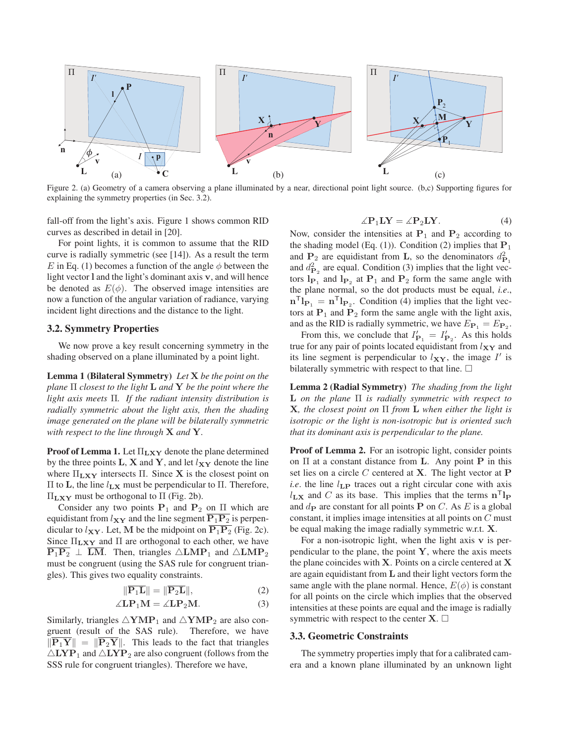Figure 2. (a) Geometry of a camera observing a plane illuminated by a near, directional point light source. (b,c) Supporting figures for explaining the symmetry properties (in Sec. 3.2).

fall-off from the light's axis. Figure 1 shows common RID curves as described in detail in [20].

For point lights, it is common to assume that the RID curve is radially symmetric (see [14]). As a result the term $E$ in Eq. (1) becomes a function of the angle $\phi$ between the light vector $\mathbf{l}$ and the light's dominant axis $\mathbf{v}$, and will hence be denoted as $E(\phi)$. The observed image intensities are now a function of the angular variation of radiance, varying incident light directions and the distance to the light.

### 3.2. Symmetry Properties

We now prove a key result concerning symmetry in the shading observed on a plane illuminated by a point light.

**Lemma 1 (Bilateral Symmetry)** *Let $\mathbf{X}$ be the point on the plane $\Pi$ closest to the light $\mathbf{L}$ and $\mathbf{Y}$ be the point where the light axis meets $\Pi$. If the radiant intensity distribution is radially symmetric about the light axis, then the shading image generated on the plane will be bilaterally symmetric with respect to the line through $\mathbf{X}$ and $\mathbf{Y}$.*

**Proof of Lemma 1.** Let $\Pi_{\mathbf{LXY}}$ denote the plane determined by the three points $\mathbf{L}$, $\mathbf{X}$ and $\mathbf{Y}$, and let $l_{\mathbf{XY}}$ denote the line where $\Pi_{\mathbf{LXY}}$ intersects $\Pi$. Since $\mathbf{X}$ is the closest point on $\Pi$ to $\mathbf{L}$, the line $l_{\mathbf{LX}}$ must be perpendicular to $\Pi$. Therefore, $\Pi_{\mathbf{LXY}}$ must be orthogonal to $\Pi$ (Fig. 2b).

Consider any two points $\mathbf{P}_1$ and $\mathbf{P}_2$ on $\Pi$ which are equidistant from $l_{\mathbf{XY}}$ and the line segment $\overline{\mathbf{P}_1\mathbf{P}_2}$ is perpendicular to $l_{\mathbf{XY}}$. Let, $\mathbf{M}$ be the midpoint on $\overline{\mathbf{P}_1\mathbf{P}_2}$ (Fig. 2c). Since $\Pi_{\mathbf{LXY}}$ and $\Pi$ are orthogonal to each other, we have $\overline{\mathbf{P}_1\mathbf{P}_2} \perp \overline{\mathbf{LM}}$. Then, triangles $\triangle\mathbf{LMP}_1$ and $\triangle\mathbf{LMP}_2$ must be congruent (using the SAS rule for congruent triangles). This gives two equality constraints.

$$\|\overline{\mathbf{P}_1\mathbf{L}}\| = \|\overline{\mathbf{P}_2\mathbf{L}}\|, \tag{2}$$

$$\measuredangle\mathbf{LP}_1\mathbf{M} = \measuredangle\mathbf{LP}_2\mathbf{M}. \tag{3}$$

Similarly, triangles $\triangle\mathbf{YMP}_1$ and $\triangle\mathbf{YMP}_2$ are also congruent (result of the SAS rule). Therefore, we have $\|\overline{\mathbf{P}_1\mathbf{Y}}\| = \|\overline{\mathbf{P}_2\mathbf{Y}}\|$. This leads to the fact that triangles $\triangle\mathbf{LYP}_1$ and $\triangle\mathbf{LYP}_2$ are also congruent (follows from the SSS rule for congruent triangles). Therefore we have,

$$\measuredangle\mathbf{P}_1\mathbf{LY} = \measuredangle\mathbf{P}_2\mathbf{LY}. \tag{4}$$

Now, consider the intensities at $\mathbf{P}_1$ and $\mathbf{P}_2$ according to the shading model (Eq. (1)). Condition (2) implies that $\mathbf{P}_1$ and $\mathbf{P}_2$ are equidistant from $\mathbf{L}$, so the denominators $d^2_{\mathbf{P}_1}$ and $d^2_{\mathbf{P}_2}$ are equal. Condition (3) implies that the light vectors $\mathbf{l}_{\mathbf{P}_1}$ and $\mathbf{l}_{\mathbf{P}_2}$ at $\mathbf{P}_1$ and $\mathbf{P}_2$ form the same angle with the plane normal, so the dot products must be equal, *i.e.*, $\mathbf{n}^\mathsf{T}\mathbf{l}_{\mathbf{P}_1} = \mathbf{n}^\mathsf{T}\mathbf{l}_{\mathbf{P}_2}$. Condition (4) implies that the light vectors at $\mathbf{P}_1$ and $\mathbf{P}_2$ form the same angle with the light axis, and as the RID is radially symmetric, we have $E_{\mathbf{P}_1} = E_{\mathbf{P}_2}$.

From this, we conclude that $I'_{\mathbf{P}_1} = I'_{\mathbf{P}_2}$. As this holds true for any pair of points located equidistant from $l_{\mathbf{XY}}$ and its line segment is perpendicular to $l_{\mathbf{XY}}$, the image $I'$ is bilaterally symmetric with respect to that line. □

**Lemma 2 (Radial Symmetry)** *The shading from the light $\mathbf{L}$ on the plane $\Pi$ is radially symmetric with respect to $\mathbf{X}$, the closest point on $\Pi$ from $\mathbf{L}$ when either the light is isotropic or the light is non-isotropic but is oriented such that its dominant axis is perpendicular to the plane.*

**Proof of Lemma 2.** For an isotropic light, consider points on $\Pi$ at a constant distance from $\mathbf{L}$. Any point $\mathbf{P}$ in this set lies on a circle $C$ centered at $\mathbf{X}$. The light vector at $\mathbf{P}$ *i.e.* the line $l_{\mathbf{LP}}$ traces out a right circular cone with axis $l_{\mathbf{LX}}$ and $C$ as its base. This implies that the terms $\mathbf{n}^\mathsf{T}\mathbf{l}_{\mathbf{P}}$ and $d_{\mathbf{P}}$ are constant for all points $\mathbf{P}$ on $C$. As $E$ is a global constant, it implies image intensities at all points on $C$ must be equal making the image radially symmetric w.r.t. $\mathbf{X}$.

For a non-isotropic light, when the light axis $\mathbf{v}$ is perpendicular to the plane, the point $\mathbf{Y}$, where the axis meets the plane coincides with $\mathbf{X}$. Points on a circle centered at $\mathbf{X}$ are again equidistant from $\mathbf{L}$ and their light vectors form the same angle with the plane normal. Hence, $E(\phi)$ is constant for all points on the circle which implies that the observed intensities at these points are equal and the image is radially symmetric with respect to the center $\mathbf{X}$. □

### 3.3. Geometric Constraints

The symmetry properties imply that for a calibrated camera and a known plane illuminated by an unknown light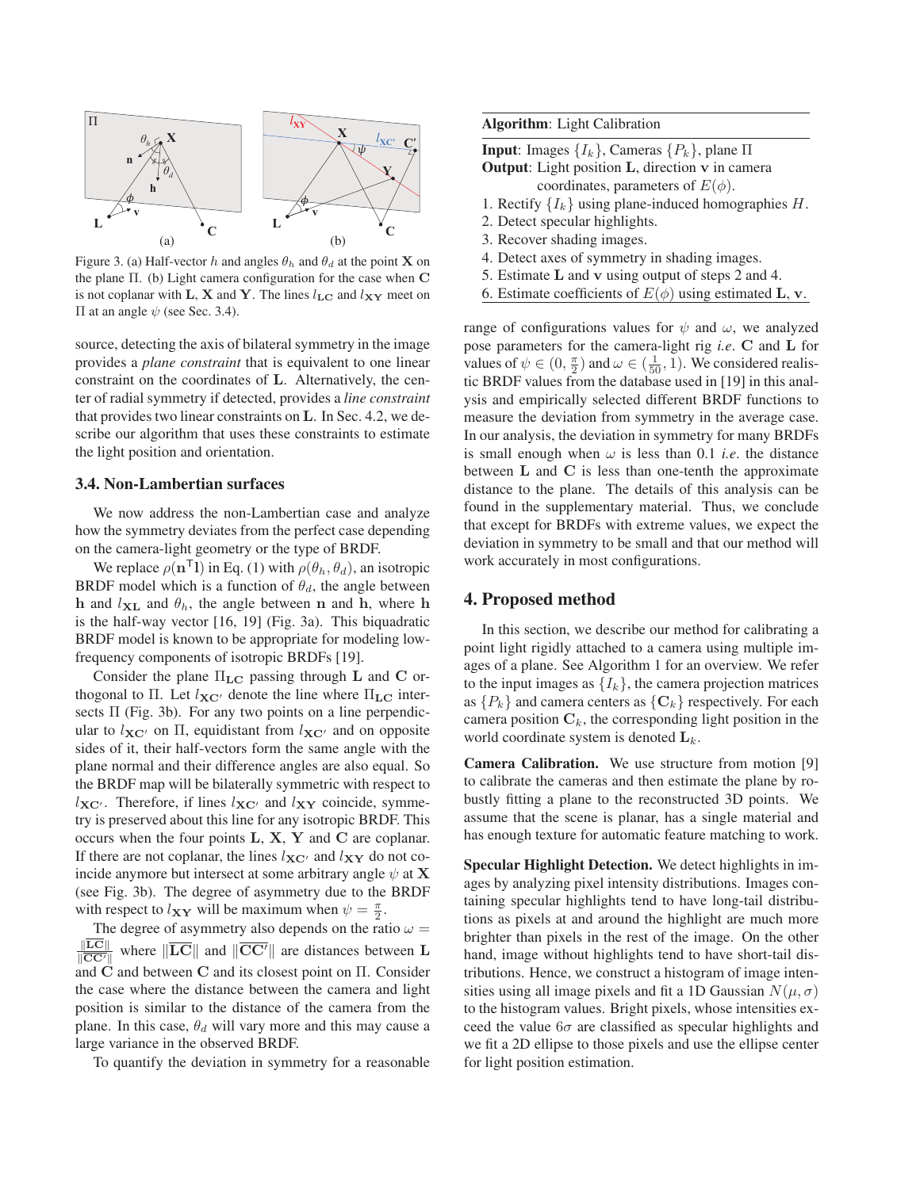Figure 3. (a) Half-vector $h$ and angles $\theta_h$ and $\theta_d$ at the point $\mathbf{X}$ on the plane $\Pi$. (b) Light camera configuration for the case when $\mathbf{C}$ is not coplanar with $\mathbf{L}$, $\mathbf{X}$ and $\mathbf{Y}$. The lines $l_{\mathbf{LC}}$ and $l_{\mathbf{XY}}$ meet on $\Pi$ at an angle $\psi$ (see Sec. 3.4).

source, detecting the axis of bilateral symmetry in the image provides a *plane constraint* that is equivalent to one linear constraint on the coordinates of $\mathbf{L}$. Alternatively, the center of radial symmetry if detected, provides a *line constraint* that provides two linear constraints on $\mathbf{L}$. In Sec. 4.2, we describe our algorithm that uses these constraints to estimate the light position and orientation.

### 3.4. Non-Lambertian surfaces

We now address the non-Lambertian case and analyze how the symmetry deviates from the perfect case depending on the camera-light geometry or the type of BRDF.

We replace $\rho(\mathbf{n}^\mathsf{T}\mathbf{l})$ in Eq. (1) with $\rho(\theta_h, \theta_d)$, an isotropic BRDF model which is a function of $\theta_d$, the angle between $\mathbf{h}$ and $l_{\mathbf{XL}}$ and $\theta_h$, the angle between $\mathbf{n}$ and $\mathbf{h}$, where $\mathbf{h}$ is the half-way vector [16, 19] (Fig. 3a). This biquadratic BRDF model is known to be appropriate for modeling low-frequency components of isotropic BRDFs [19].

Consider the plane $\Pi_{\mathbf{LC}}$ passing through $\mathbf{L}$ and $\mathbf{C}$ orthogonal to $\Pi$. Let $l_{\mathbf{XC}'}$ denote the line where $\Pi_{\mathbf{LC}}$ intersects $\Pi$ (Fig. 3b). For any two points on a line perpendicular to $l_{\mathbf{XC}'}$ on $\Pi$, equidistant from $l_{\mathbf{XC}'}$ and on opposite sides of it, their half-vectors form the same angle with the plane normal and their difference angles are also equal. So the BRDF map will be bilaterally symmetric with respect to $l_{\mathbf{XC}'}$. Therefore, if lines $l_{\mathbf{XC}'}$ and $l_{\mathbf{XY}}$ coincide, symmetry is preserved about this line for any isotropic BRDF. This occurs when the four points $\mathbf{L}$, $\mathbf{X}$, $\mathbf{Y}$ and $\mathbf{C}$ are coplanar. If there are not coplanar, the lines $l_{\mathbf{XC}'}$ and $l_{\mathbf{XY}}$ do not coincide anymore but intersect at some arbitrary angle $\psi$ at $\mathbf{X}$ (see Fig. 3b). The degree of asymmetry due to the BRDF with respect to $l_{\mathbf{XY}}$ will be maximum when $\psi = \frac{\pi}{2}$.

The degree of asymmetry also depends on the ratio $\omega = \frac{\|\overline{\mathbf{LC}}\|}{\|\overline{\mathbf{CC}'}\|}$ where $\|\overline{\mathbf{LC}}\|$ and $\|\overline{\mathbf{CC}'}\|$ are distances between $\mathbf{L}$ and $\mathbf{C}$ and between $\mathbf{C}$ and its closest point on $\Pi$. Consider the case where the distance between the camera and light position is similar to the distance of the camera from the plane. In this case, $\theta_d$ will vary more and this may cause a large variance in the observed BRDF.

To quantify the deviation in symmetry for a reasonable range of configurations values for $\psi$ and $\omega$, we analyzed pose parameters for the camera-light rig *i.e.* $\mathbf{C}$ and $\mathbf{L}$ for values of $\psi \in (0, \frac{\pi}{2})$ and $\omega \in (\frac{1}{50}, 1)$. We considered realistic BRDF values from the database used in [19] in this analysis and empirically selected different BRDF functions to measure the deviation from symmetry in the average case. In our analysis, the deviation in symmetry for many BRDFs is small enough when $\omega$ is less than 0.1 *i.e.* the distance between $\mathbf{L}$ and $\mathbf{C}$ is less than one-tenth the approximate distance to the plane. The details of this analysis can be found in the supplementary material. Thus, we conclude that except for BRDFs with extreme values, we expect the deviation in symmetry to be small and that our method will work accurately in most configurations.

---

**Algorithm**: Light Calibration

---

**Input**: Images $\{I_k\}$, Cameras $\{P_k\}$, plane $\Pi$
**Output**: Light position $\mathbf{L}$, direction $\mathbf{v}$ in camera coordinates, parameters of $E(\phi)$.

1. Rectify $\{I_k\}$ using plane-induced homographies $H$.
2. Detect specular highlights.
3. Recover shading images.
4. Detect axes of symmetry in shading images.
5. Estimate $\mathbf{L}$ and $\mathbf{v}$ using output of steps 2 and 4.
6. Estimate coefficients of $E(\phi)$ using estimated $\mathbf{L}$, $\mathbf{v}$.

---

## 4. Proposed method

In this section, we describe our method for calibrating a point light rigidly attached to a camera using multiple images of a plane. See Algorithm 1 for an overview. We refer to the input images as $\{I_k\}$, the camera projection matrices as $\{P_k\}$ and camera centers as $\{\mathbf{C}_k\}$ respectively. For each camera position $\mathbf{C}_k$, the corresponding light position in the world coordinate system is denoted $\mathbf{L}_k$.

**Camera Calibration.** We use structure from motion [9] to calibrate the cameras and then estimate the plane by robustly fitting a plane to the reconstructed 3D points. We assume that the scene is planar, has a single material and has enough texture for automatic feature matching to work.

**Specular Highlight Detection.** We detect highlights in images by analyzing pixel intensity distributions. Images containing specular highlights tend to have long-tail distributions as pixels at and around the highlight are much more brighter than pixels in the rest of the image. On the other hand, image without highlights tend to have short-tail distributions. Hence, we construct a histogram of image intensities using all image pixels and fit a 1D Gaussian $N(\mu, \sigma)$ to the histogram values. Bright pixels, whose intensities exceed the value $6\sigma$ are classified as specular highlights and we fit a 2D ellipse to those pixels and use the ellipse center for light position estimation.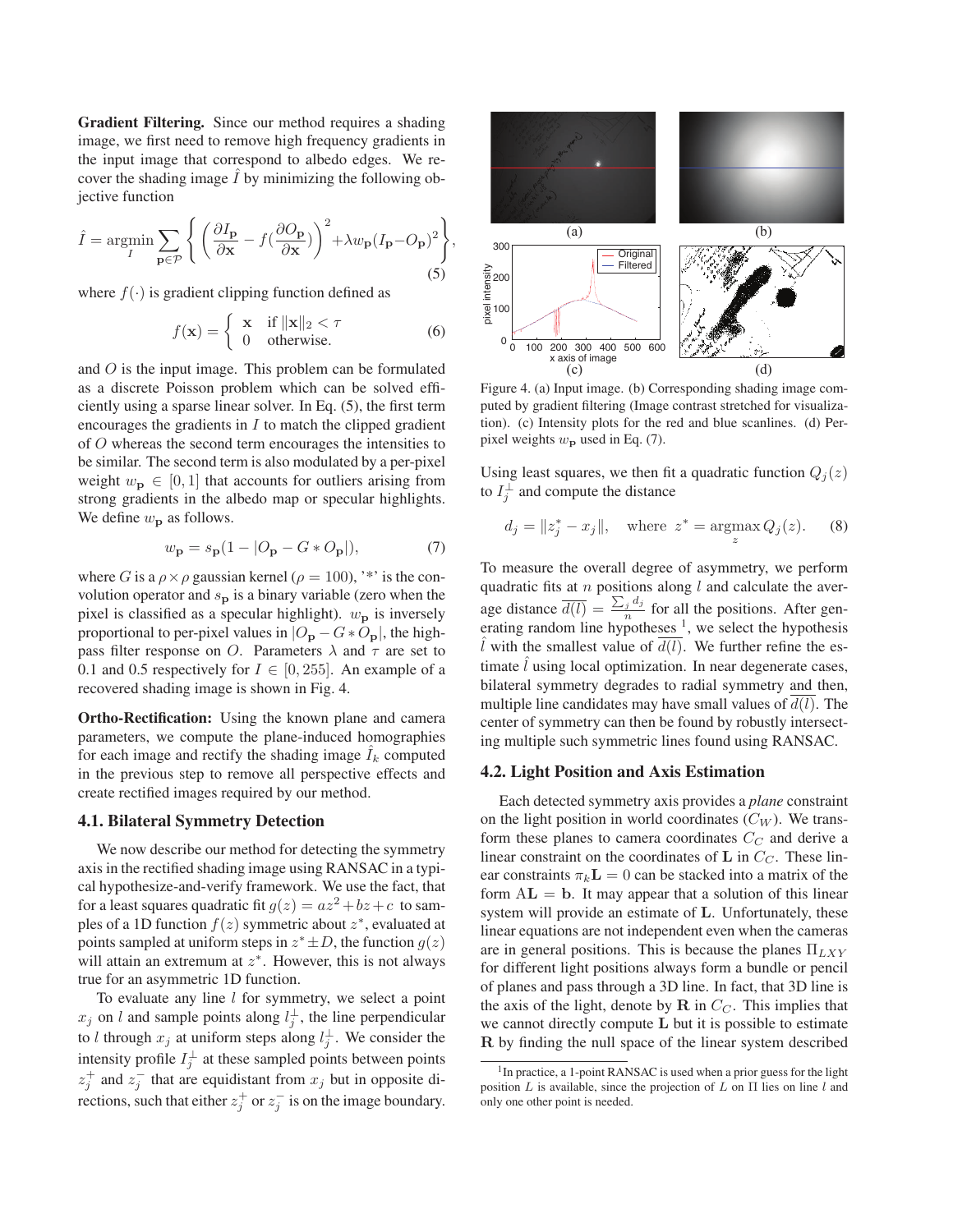**Gradient Filtering.** Since our method requires a shading image, we first need to remove high frequency gradients in the input image that correspond to albedo edges. We recover the shading image $\hat{I}$ by minimizing the following objective function

$$\hat{I} = \underset{I}{\operatorname{argmin}} \sum_{\mathbf{p}\in\mathcal{P}} \left\{ \left( \frac{\partial I_{\mathbf{p}}}{\partial \mathbf{x}} - f(\frac{\partial O_{\mathbf{p}}}{\partial \mathbf{x}}) \right)^2 + \lambda w_{\mathbf{p}} (I_{\mathbf{p}} - O_{\mathbf{p}})^2 \right\}, \tag{5}$$

where $f(\cdot)$ is gradient clipping function defined as

$$f(\mathbf{x}) = \begin{cases} \mathbf{x} & \text{if } \|\mathbf{x}\|_2 < \tau \\ 0 & \text{otherwise.} \end{cases} \tag{6}$$

and $O$ is the input image. This problem can be formulated as a discrete Poisson problem which can be solved efficiently using a sparse linear solver. In Eq. (5), the first term encourages the gradients in $I$ to match the clipped gradient of $O$ whereas the second term encourages the intensities to be similar. The second term is also modulated by a per-pixel weight $w_{\mathbf{p}} \in [0, 1]$ that accounts for outliers arising from strong gradients in the albedo map or specular highlights. We define $w_{\mathbf{p}}$ as follows.

$$w_{\mathbf{p}} = s_{\mathbf{p}}(1 - |O_{\mathbf{p}} - G * O_{\mathbf{p}}|), \tag{7}$$

where $G$ is a $\rho \times \rho$ gaussian kernel ($\rho = 100$), '*' is the convolution operator and $s_{\mathbf{p}}$ is a binary variable (zero when the pixel is classified as a specular highlight). $w_{\mathbf{p}}$ is inversely proportional to per-pixel values in $|O_{\mathbf{p}} - G * O_{\mathbf{p}}|$, the high-pass filter response on $O$. Parameters $\lambda$ and $\tau$ are set to 0.1 and 0.5 respectively for $I \in [0, 255]$. An example of a recovered shading image is shown in Fig. 4.

**Ortho-Rectification:** Using the known plane and camera parameters, we compute the plane-induced homographies for each image and rectify the shading image $\hat{I}_k$ computed in the previous step to remove all perspective effects and create rectified images required by our method.

### 4.1. Bilateral Symmetry Detection

We now describe our method for detecting the symmetry axis in the rectified shading image using RANSAC in a typical hypothesize-and-verify framework. We use the fact, that for a least squares quadratic fit $g(z) = az^2 + bz + c$ to samples of a 1D function $f(z)$ symmetric about $z^*$, evaluated at points sampled at uniform steps in $z^* \pm D$, the function $g(z)$ will attain an extremum at $z^*$. However, this is not always true for an asymmetric 1D function.

To evaluate any line $l$ for symmetry, we select a point $x_j$ on $l$ and sample points along $l_j^{\perp}$, the line perpendicular to $l$ through $x_j$ at uniform steps along $l_j^{\perp}$. We consider the intensity profile $I_j^{\perp}$ at these sampled points between points $z_j^+$ and $z_j^-$ that are equidistant from $x_j$ but in opposite directions, such that either $z_j^+$ or $z_j^-$ is on the image boundary.

Figure 4. (a) Input image. (b) Corresponding shading image computed by gradient filtering (Image contrast stretched for visualization). (c) Intensity plots for the red and blue scanlines. (d) Per-pixel weights $w_{\mathbf{p}}$ used in Eq. (7).

Using least squares, we then fit a quadratic function $Q_j(z)$ to $I_j^{\perp}$ and compute the distance

$$d_j = \|z_j^* - x_j\|, \quad \text{where } z^* = \underset{z}{\operatorname{argmax}}\, Q_j(z). \tag{8}$$

To measure the overall degree of asymmetry, we perform quadratic fits at $n$ positions along $l$ and calculate the average distance $\overline{d(l)} = \frac{\sum_j d_j}{n}$ for all the positions. After generating random line hypotheses [1], we select the hypothesis $\hat{l}$ with the smallest value of $\overline{d(l)}$. We further refine the estimate $\hat{l}$ using local optimization. In near degenerate cases, bilateral symmetry degrades to radial symmetry and then, multiple line candidates may have small values of $\overline{d(l)}$. The center of symmetry can then be found by robustly intersecting multiple such symmetric lines found using RANSAC.

### 4.2. Light Position and Axis Estimation

Each detected symmetry axis provides a *plane* constraint on the light position in world coordinates ($C_W$). We transform these planes to camera coordinates $C_C$ and derive a linear constraint on the coordinates of $\mathbf{L}$ in $C_C$. These linear constraints $\pi_k \mathbf{L} = 0$ can be stacked into a matrix of the form $\mathrm{A}\mathbf{L} = \mathbf{b}$. It may appear that a solution of this linear system will provide an estimate of $\mathbf{L}$. Unfortunately, these linear equations are not independent even when the cameras are in general positions. This is because the planes $\Pi_{LXY}$ for different light positions always form a bundle or pencil of planes and pass through a 3D line. In fact, that 3D line is the axis of the light, denote by $\mathbf{R}$ in $C_C$. This implies that we cannot directly compute $\mathbf{L}$ but it is possible to estimate $\mathbf{R}$ by finding the null space of the linear system described

[1] In practice, a 1-point RANSAC is used when a prior guess for the light position $L$ is available, since the projection of $L$ on $\Pi$ lies on line $l$ and only one other point is needed.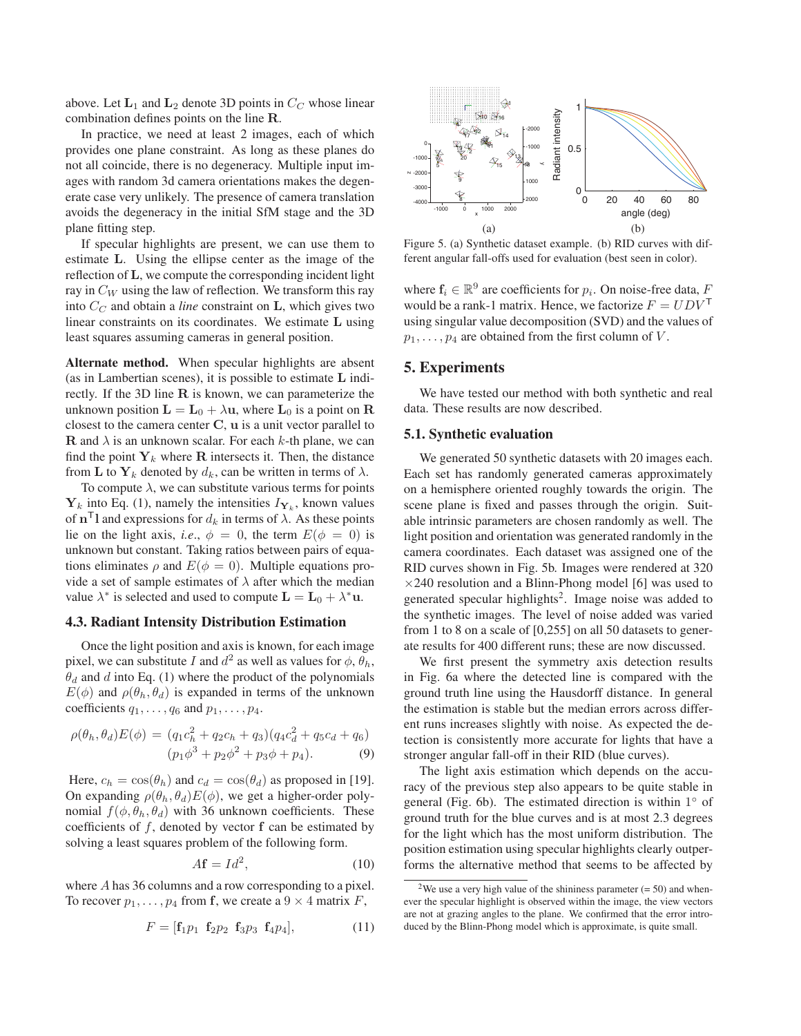above. Let $\mathbf{L}_1$ and $\mathbf{L}_2$ denote 3D points in $C_C$ whose linear combination defines points on the line $\mathbf{R}$.

In practice, we need at least 2 images, each of which provides one plane constraint. As long as these planes do not all coincide, there is no degeneracy. Multiple input images with random 3d camera orientations makes the degenerate case very unlikely. The presence of camera translation avoids the degeneracy in the initial SfM stage and the 3D plane fitting step.

If specular highlights are present, we can use them to estimate $\mathbf{L}$. Using the ellipse center as the image of the reflection of $\mathbf{L}$, we compute the corresponding incident light ray in $C_W$ using the law of reflection. We transform this ray into $C_C$ and obtain a *line* constraint on $\mathbf{L}$, which gives two linear constraints on its coordinates. We estimate $\mathbf{L}$ using least squares assuming cameras in general position.

**Alternate method.** When specular highlights are absent (as in Lambertian scenes), it is possible to estimate $\mathbf{L}$ indirectly. If the 3D line $\mathbf{R}$ is known, we can parameterize the unknown position $\mathbf{L} = \mathbf{L}_0 + \lambda\mathbf{u}$, where $\mathbf{L}_0$ is a point on $\mathbf{R}$ closest to the camera center $\mathbf{C}$, $\mathbf{u}$ is a unit vector parallel to $\mathbf{R}$ and $\lambda$ is an unknown scalar. For each $k$-th plane, we can find the point $\mathbf{Y}_k$ where $\mathbf{R}$ intersects it. Then, the distance from $\mathbf{L}$ to $\mathbf{Y}_k$ denoted by $d_k$, can be written in terms of $\lambda$.

To compute $\lambda$, we can substitute various terms for points $\mathbf{Y}_k$ into Eq. (1), namely the intensities $I_{\mathbf{Y}_k}$, known values of $\mathbf{n}^{\mathsf{T}}\mathbf{l}$ and expressions for $d_k$ in terms of $\lambda$. As these points lie on the light axis, *i.e.*, $\phi = 0$, the term $E(\phi = 0)$ is unknown but constant. Taking ratios between pairs of equations eliminates $\rho$ and $E(\phi = 0)$. Multiple equations provide a set of sample estimates of $\lambda$ after which the median value $\lambda^*$ is selected and used to compute $\mathbf{L} = \mathbf{L}_0 + \lambda^*\mathbf{u}$.

### 4.3. Radiant Intensity Distribution Estimation

Once the light position and axis is known, for each image pixel, we can substitute $I$ and $d^2$ as well as values for $\phi$, $\theta_h$, $\theta_d$ and $d$ into Eq. (1) where the product of the polynomials $E(\phi)$ and $\rho(\theta_h, \theta_d)$ is expanded in terms of the unknown coefficients $q_1, \ldots, q_6$ and $p_1, \ldots, p_4$.

$$\rho(\theta_h, \theta_d)E(\phi) = (q_1 c_h^2 + q_2 c_h + q_3)(q_4 c_d^2 + q_5 c_d + q_6)(p_1\phi^3 + p_2\phi^2 + p_3\phi + p_4). \quad (9)$$

Here, $c_h = \cos(\theta_h)$ and $c_d = \cos(\theta_d)$ as proposed in [19]. On expanding $\rho(\theta_h, \theta_d)E(\phi)$, we get a higher-order polynomial $f(\phi, \theta_h, \theta_d)$ with 36 unknown coefficients. These coefficients of $f$, denoted by vector $\mathbf{f}$ can be estimated by solving a least squares problem of the following form.

$$A\mathbf{f} = Id^2, \quad (10)$$

where $A$ has 36 columns and a row corresponding to a pixel. To recover $p_1, \ldots, p_4$ from $\mathbf{f}$, we create a $9 \times 4$ matrix $F$,

$$F = [\mathbf{f}_1 p_1 \;\; \mathbf{f}_2 p_2 \;\; \mathbf{f}_3 p_3 \;\; \mathbf{f}_4 p_4], \quad (11)$$

Figure 5. (a) Synthetic dataset example. (b) RID curves with different angular fall-offs used for evaluation (best seen in color).

where $\mathbf{f}_i \in \mathbb{R}^9$ are coefficients for $p_i$. On noise-free data, $F$ would be a rank-1 matrix. Hence, we factorize $F = UDV^{\mathsf{T}}$ using singular value decomposition (SVD) and the values of $p_1, \ldots, p_4$ are obtained from the first column of $V$.

## 5. Experiments

We have tested our method with both synthetic and real data. These results are now described.

### 5.1. Synthetic evaluation

We generated 50 synthetic datasets with 20 images each. Each set has randomly generated cameras approximately on a hemisphere oriented roughly towards the origin. The scene plane is fixed and passes through the origin. Suitable intrinsic parameters are chosen randomly as well. The light position and orientation was generated randomly in the camera coordinates. Each dataset was assigned one of the RID curves shown in Fig. 5b. Images were rendered at 320 $\times$240 resolution and a Blinn-Phong model [6] was used to generated specular highlights[2]. Image noise was added to the synthetic images. The level of noise added was varied from 1 to 8 on a scale of [0,255] on all 50 datasets to generate results for 400 different runs; these are now discussed.

We first present the symmetry axis detection results in Fig. 6a where the detected line is compared with the ground truth line using the Hausdorff distance. In general the estimation is stable but the median errors across different runs increases slightly with noise. As expected the detection is consistently more accurate for lights that have a stronger angular fall-off in their RID (blue curves).

The light axis estimation which depends on the accuracy of the previous step also appears to be quite stable in general (Fig. 6b). The estimated direction is within $1^\circ$ of ground truth for the blue curves and is at most 2.3 degrees for the light which has the most uniform distribution. The position estimation using specular highlights clearly outperforms the alternative method that seems to be affected by

[2] We use a very high value of the shininess parameter (= 50) and whenever the specular highlight is observed within the image, the view vectors are not at grazing angles to the plane. We confirmed that the error introduced by the Blinn-Phong model which is approximate, is quite small.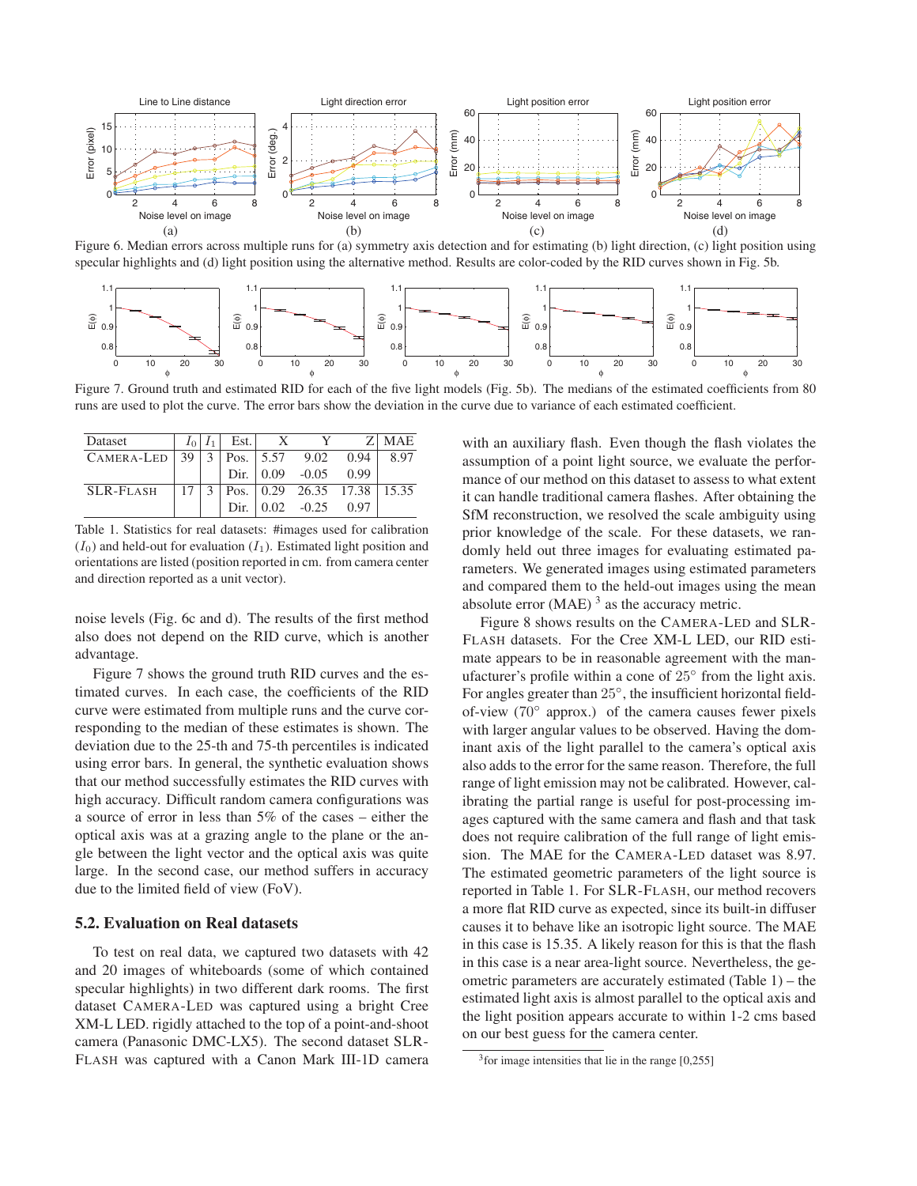Figure 6. Median errors across multiple runs for (a) symmetry axis detection and for estimating (b) light direction, (c) light position using specular highlights and (d) light position using the alternative method. Results are color-coded by the RID curves shown in Fig. 5b.

Figure 7. Ground truth and estimated RID for each of the five light models (Fig. 5b). The medians of the estimated coefficients from 80 runs are used to plot the curve. The error bars show the deviation in the curve due to variance of each estimated coefficient.

| Dataset | $I_0$ | $I_1$ | Est. | X | Y | Z | MAE |
|---|---|---|---|---|---|---|---|
| CAMERA-LED | 39 | 3 | Pos. | 5.57 | 9.02 | 0.94 | 8.97 |
| | | | Dir. | 0.09 | -0.05 | 0.99 | |
| SLR-FLASH | 17 | 3 | Pos. | 0.29 | 26.35 | 17.38 | 15.35 |
| | | | Dir. | 0.02 | -0.25 | 0.97 | |

Table 1. Statistics for real datasets: #images used for calibration ($I_0$) and held-out for evaluation ($I_1$). Estimated light position and orientations are listed (position reported in cm. from camera center and direction reported as a unit vector).

noise levels (Fig. 6c and d). The results of the first method also does not depend on the RID curve, which is another advantage.

Figure 7 shows the ground truth RID curves and the estimated curves. In each case, the coefficients of the RID curve were estimated from multiple runs and the curve corresponding to the median of these estimates is shown. The deviation due to the 25-th and 75-th percentiles is indicated using error bars. In general, the synthetic evaluation shows that our method successfully estimates the RID curves with high accuracy. Difficult random camera configurations was a source of error in less than 5% of the cases – either the optical axis was at a grazing angle to the plane or the angle between the light vector and the optical axis was quite large. In the second case, our method suffers in accuracy due to the limited field of view (FoV).

### 5.2. Evaluation on Real datasets

To test on real data, we captured two datasets with 42 and 20 images of whiteboards (some of which contained specular highlights) in two different dark rooms. The first dataset CAMERA-LED was captured using a bright Cree XM-L LED. rigidly attached to the top of a point-and-shoot camera (Panasonic DMC-LX5). The second dataset SLR-FLASH was captured with a Canon Mark III-1D camera with an auxiliary flash. Even though the flash violates the assumption of a point light source, we evaluate the performance of our method on this dataset to assess to what extent it can handle traditional camera flashes. After obtaining the SfM reconstruction, we resolved the scale ambiguity using prior knowledge of the scale. For these datasets, we randomly held out three images for evaluating estimated parameters. We generated images using estimated parameters and compared them to the held-out images using the mean absolute error (MAE) [3] as the accuracy metric.

Figure 8 shows results on the CAMERA-LED and SLR-FLASH datasets. For the Cree XM-L LED, our RID estimate appears to be in reasonable agreement with the manufacturer's profile within a cone of 25° from the light axis. For angles greater than 25°, the insufficient horizontal field-of-view (70° approx.) of the camera causes fewer pixels with larger angular values to be observed. Having the dominant axis of the light parallel to the camera's optical axis also adds to the error for the same reason. Therefore, the full range of light emission may not be calibrated. However, calibrating the partial range is useful for post-processing images captured with the same camera and flash and that task does not require calibration of the full range of light emission. The MAE for the CAMERA-LED dataset was 8.97. The estimated geometric parameters of the light source is reported in Table 1. For SLR-FLASH, our method recovers a more flat RID curve as expected, since its built-in diffuser causes it to behave like an isotropic light source. The MAE in this case is 15.35. A likely reason for this is that the flash in this case is a near area-light source. Nevertheless, the geometric parameters are accurately estimated (Table 1) – the estimated light axis is almost parallel to the optical axis and the light position appears accurate to within 1-2 cms based on our best guess for the camera center.

[3] for image intensities that lie in the range [0,255]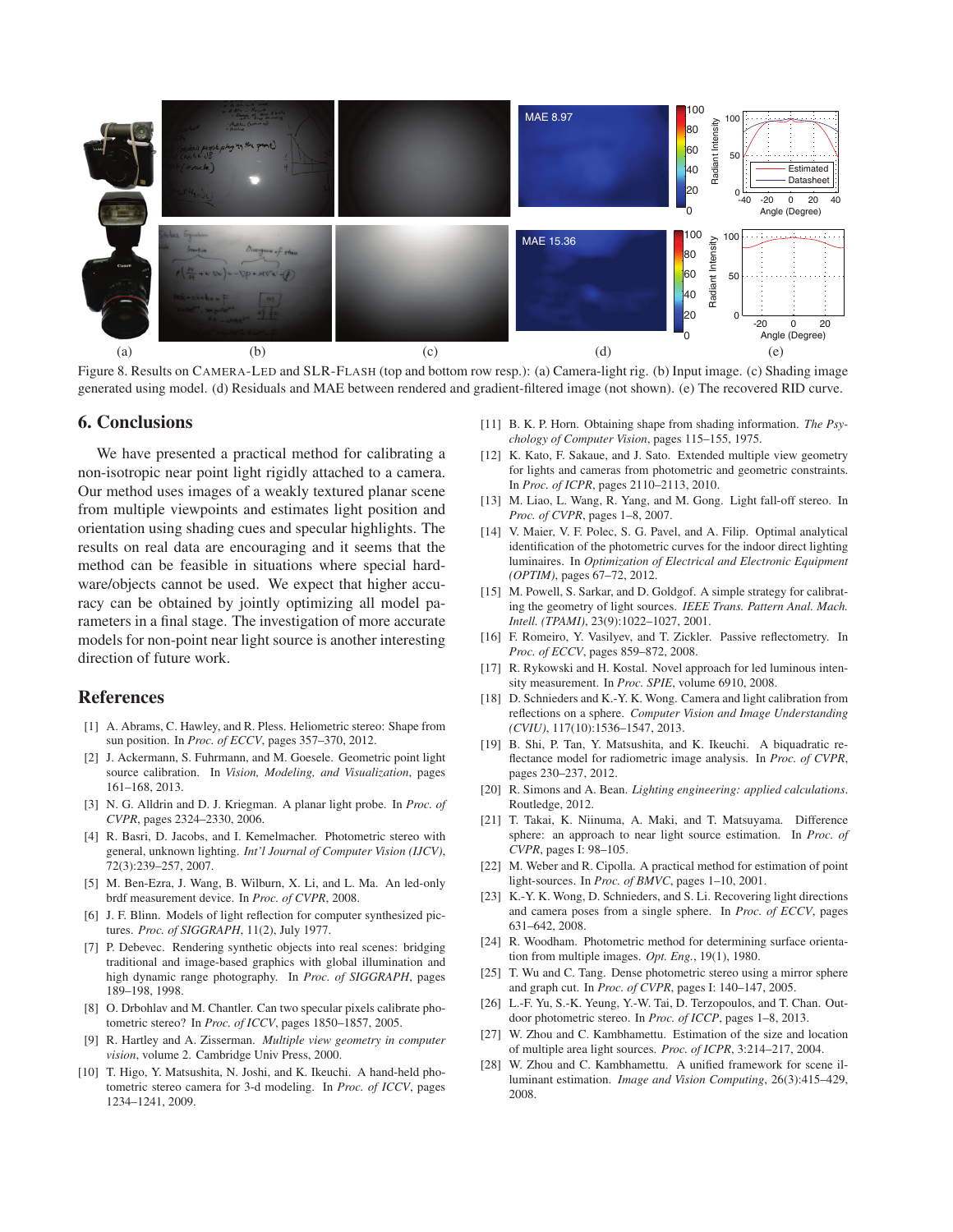MAE 8.97

100
80
60
40
20
0

Radiant Intensity

100
50
0

-40 -20 0 20 40

Angle (Degree)

Estimated
Datasheet

MAE 15.36

100
80
60
40
20
0

Radiant Intensity

100
50
0

-20 0 20

Angle (Degree)

(a) (b) (c) (d) (e)

Figure 8. Results on CAMERA-LED and SLR-FLASH (top and bottom row resp.): (a) Camera-light rig. (b) Input image. (c) Shading image generated using model. (d) Residuals and MAE between rendered and gradient-filtered image (not shown). (e) The recovered RID curve.

## 6. Conclusions

We have presented a practical method for calibrating a non-isotropic near point light rigidly attached to a camera. Our method uses images of a weakly textured planar scene from multiple viewpoints and estimates light position and orientation using shading cues and specular highlights. The results on real data are encouraging and it seems that the method can be feasible in situations where special hardware/objects cannot be used. We expect that higher accuracy can be obtained by jointly optimizing all model parameters in a final stage. The investigation of more accurate models for non-point near light source is another interesting direction of future work.

## References

[1] A. Abrams, C. Hawley, and R. Pless. Heliometric stereo: Shape from sun position. In *Proc. of ECCV*, pages 357–370, 2012.

[2] J. Ackermann, S. Fuhrmann, and M. Goesele. Geometric point light source calibration. In *Vision, Modeling, and Visualization*, pages 161–168, 2013.

[3] N. G. Alldrin and D. J. Kriegman. A planar light probe. In *Proc. of CVPR*, pages 2324–2330, 2006.

[4] R. Basri, D. Jacobs, and I. Kemelmacher. Photometric stereo with general, unknown lighting. *Int'l Journal of Computer Vision (IJCV)*, 72(3):239–257, 2007.

[5] M. Ben-Ezra, J. Wang, B. Wilburn, X. Li, and L. Ma. An led-only brdf measurement device. In *Proc. of CVPR*, 2008.

[6] J. F. Blinn. Models of light reflection for computer synthesized pictures. *Proc. of SIGGRAPH*, 11(2), July 1977.

[7] P. Debevec. Rendering synthetic objects into real scenes: bridging traditional and image-based graphics with global illumination and high dynamic range photography. In *Proc. of SIGGRAPH*, pages 189–198, 1998.

[8] O. Drbohlav and M. Chantler. Can two specular pixels calibrate photometric stereo? In *Proc. of ICCV*, pages 1850–1857, 2005.

[9] R. Hartley and A. Zisserman. *Multiple view geometry in computer vision*, volume 2. Cambridge Univ Press, 2000.

[10] T. Higo, Y. Matsushita, N. Joshi, and K. Ikeuchi. A hand-held photometric stereo camera for 3-d modeling. In *Proc. of ICCV*, pages 1234–1241, 2009.

[11] B. K. P. Horn. Obtaining shape from shading information. *The Psychology of Computer Vision*, pages 115–155, 1975.

[12] K. Kato, F. Sakaue, and J. Sato. Extended multiple view geometry for lights and cameras from photometric and geometric constraints. In *Proc. of ICPR*, pages 2110–2113, 2010.

[13] M. Liao, L. Wang, R. Yang, and M. Gong. Light fall-off stereo. In *Proc. of CVPR*, pages 1–8, 2007.

[14] V. Maier, V. F. Polec, S. G. Pavel, and A. Filip. Optimal analytical identification of the photometric curves for the indoor direct lighting luminaires. In *Optimization of Electrical and Electronic Equipment (OPTIM)*, pages 67–72, 2012.

[15] M. Powell, S. Sarkar, and D. Goldgof. A simple strategy for calibrating the geometry of light sources. *IEEE Trans. Pattern Anal. Mach. Intell. (TPAMI)*, 23(9):1022–1027, 2001.

[16] F. Romeiro, Y. Vasilyev, and T. Zickler. Passive reflectometry. In *Proc. of ECCV*, pages 859–872, 2008.

[17] R. Rykowski and H. Kostal. Novel approach for led luminous intensity measurement. In *Proc. SPIE*, volume 6910, 2008.

[18] D. Schnieders and K.-Y. K. Wong. Camera and light calibration from reflections on a sphere. *Computer Vision and Image Understanding (CVIU)*, 117(10):1536–1547, 2013.

[19] B. Shi, P. Tan, Y. Matsushita, and K. Ikeuchi. A biquadratic reflectance model for radiometric image analysis. In *Proc. of CVPR*, pages 230–237, 2012.

[20] R. Simons and A. Bean. *Lighting engineering: applied calculations*. Routledge, 2012.

[21] T. Takai, K. Niinuma, A. Maki, and T. Matsuyama. Difference sphere: an approach to near light source estimation. In *Proc. of CVPR*, pages I: 98–105.

[22] M. Weber and R. Cipolla. A practical method for estimation of point light-sources. In *Proc. of BMVC*, pages 1–10, 2001.

[23] K.-Y. K. Wong, D. Schnieders, and S. Li. Recovering light directions and camera poses from a single sphere. In *Proc. of ECCV*, pages 631–642, 2008.

[24] R. Woodham. Photometric method for determining surface orientation from multiple images. *Opt. Eng.*, 19(1), 1980.

[25] T. Wu and C. Tang. Dense photometric stereo using a mirror sphere and graph cut. In *Proc. of CVPR*, pages I: 140–147, 2005.

[26] L.-F. Yu, S.-K. Yeung, Y.-W. Tai, D. Terzopoulos, and T. Chan. Outdoor photometric stereo. In *Proc. of ICCP*, pages 1–8, 2013.

[27] W. Zhou and C. Kambhamettu. Estimation of the size and location of multiple area light sources. *Proc. of ICPR*, 3:214–217, 2004.

[28] W. Zhou and C. Kambhamettu. A unified framework for scene illuminant estimation. *Image and Vision Computing*, 26(3):415–429, 2008.